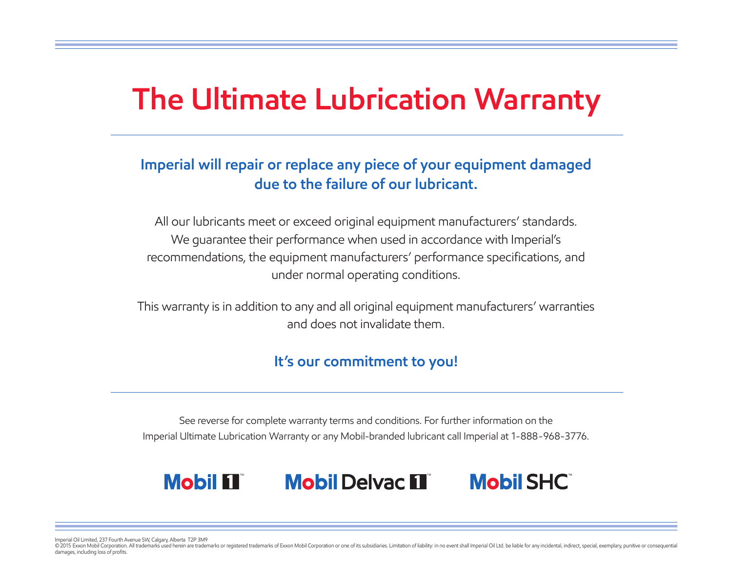# The Ultimate Lubrication Warranty

**Imperial will repair or replace any piece of your equipment damaged due to the failure of our lubricant.**

All our lubricants meet or exceed original equipment manufacturers' standards. We guarantee their performance when used in accordance with Imperial's recommendations, the equipment manufacturers' performance specifications, and under normal operating conditions.

This warranty is in addition to any and all original equipment manufacturers' warranties and does not invalidate them.

**It's our commitment to you!**

See reverse for complete warranty terms and conditions. For further information on the Imperial Ultimate Lubrication Warranty or any Mobil-branded lubricant call Imperial at 1-888-968-3776.

Mobil 1™ Mobil Delvac 1™ Mobil SHC™

Imperial Oil Limited, 237 Fourth Avenue SW, Calgary, Alberta T2P 3M9

© 2015 Exxon Mobil Corporation. All trademarks used herein are trademarks or registered trademarks of Exxon Mobil Corporation or one of its subsidiaries. Limitation of liability: in no event shall Imperial Oil Ltd. be liable for any incidental, indirect, special, exemplary, punitive or consequential damages, including loss of profits.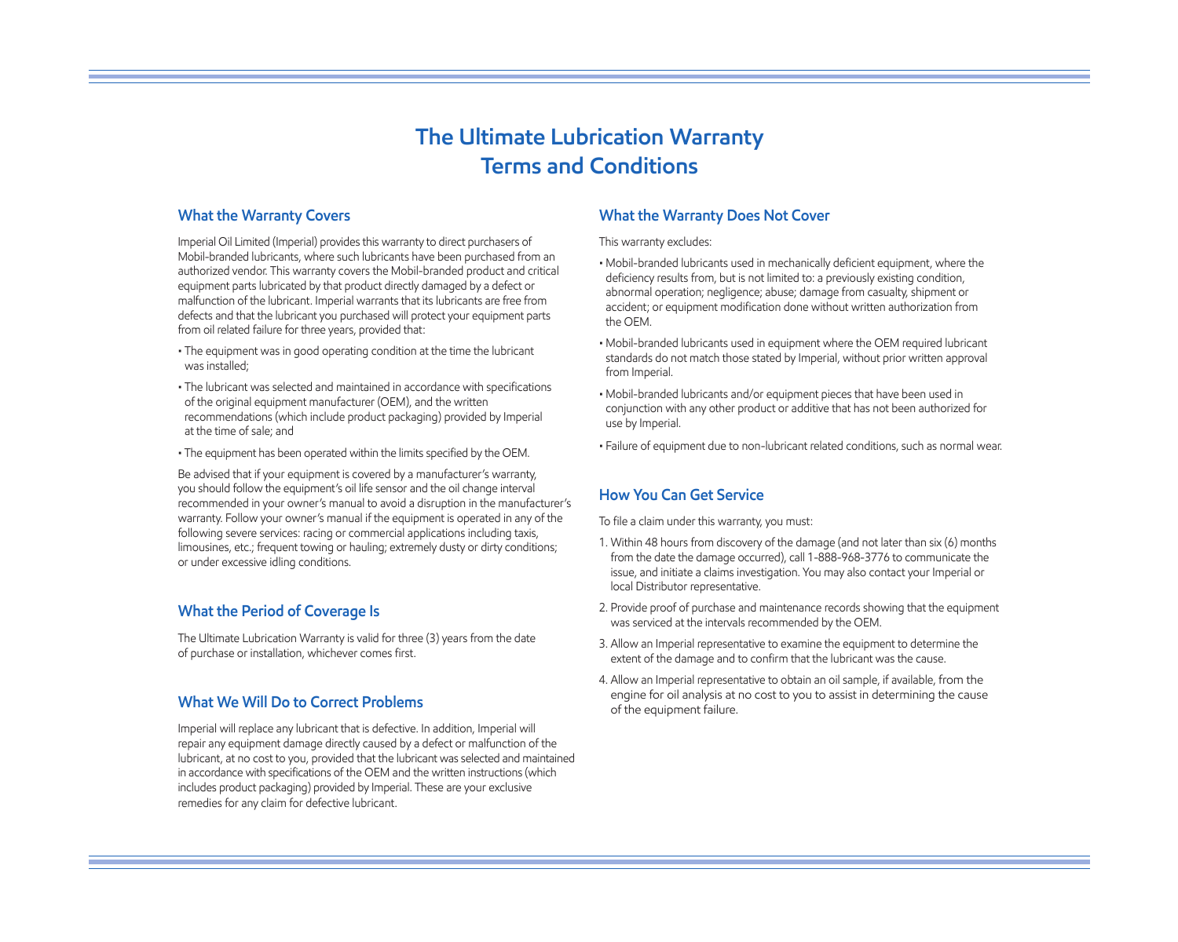# The Ultimate Lubrication Warranty Terms and Conditions

## What the Warranty Covers

Imperial Oil Limited (Imperial) provides this warranty to direct purchasers of Mobil-branded lubricants, where such lubricants have been purchased from an authorized vendor. This warranty covers the Mobil-branded product and critical equipment parts lubricated by that product directly damaged by a defect or malfunction of the lubricant. Imperial warrants that its lubricants are free from defects and that the lubricant you purchased will protect your equipment parts from oil related failure for three years, provided that:

- The equipment was in good operating condition at the time the lubricant was installed;
- The lubricant was selected and maintained in accordance with specifications of the original equipment manufacturer (OEM), and the written recommendations (which include product packaging) provided by Imperial at the time of sale; and
- The equipment has been operated within the limits specified by the OEM.

Be advised that if your equipment is covered by a manufacturer's warranty, you should follow the equipment's oil life sensor and the oil change interval recommended in your owner's manual to avoid a disruption in the manufacturer's warranty. Follow your owner's manual if the equipment is operated in any of the following severe services: racing or commercial applications including taxis, limousines, etc.; frequent towing or hauling; extremely dusty or dirty conditions; or under excessive idling conditions.

## What the Period of Coverage Is

The Ultimate Lubrication Warranty is valid for three (3) years from the date of purchase or installation, whichever comes first.

## What We Will Do to Correct Problems

Imperial will replace any lubricant that is defective. In addition, Imperial will repair any equipment damage directly caused by a defect or malfunction of the lubricant, at no cost to you, provided that the lubricant was selected and maintained in accordance with specifications of the OEM and the written instructions (which includes product packaging) provided by Imperial. These are your exclusive remedies for any claim for defective lubricant.

## What the Warranty Does Not Cover

This warranty excludes:

- Mobil-branded lubricants used in mechanically deficient equipment, where the deficiency results from, but is not limited to: a previously existing condition, abnormal operation; negligence; abuse; damage from casualty, shipment or accident; or equipment modification done without written authorization from the OEM.
- Mobil-branded lubricants used in equipment where the OEM required lubricant standards do not match those stated by Imperial, without prior written approval from Imperial.
- Mobil-branded lubricants and/or equipment pieces that have been used in conjunction with any other product or additive that has not been authorized for use by Imperial.
- Failure of equipment due to non-lubricant related conditions, such as normal wear.

## How You Can Get Service

To file a claim under this warranty, you must:

1. Within 48 hours from discovery of the damage (and not later than six (6) months from the date the damage occurred), call 1-888-968-3776 to communicate the issue, and initiate a claims investigation. You may also contact your Imperial or local Distributor representative.
2. Provide proof of purchase and maintenance records showing that the equipment was serviced at the intervals recommended by the OEM.
3. Allow an Imperial representative to examine the equipment to determine the extent of the damage and to confirm that the lubricant was the cause.
4. Allow an Imperial representative to obtain an oil sample, if available, from the engine for oil analysis at no cost to you to assist in determining the cause of the equipment failure.